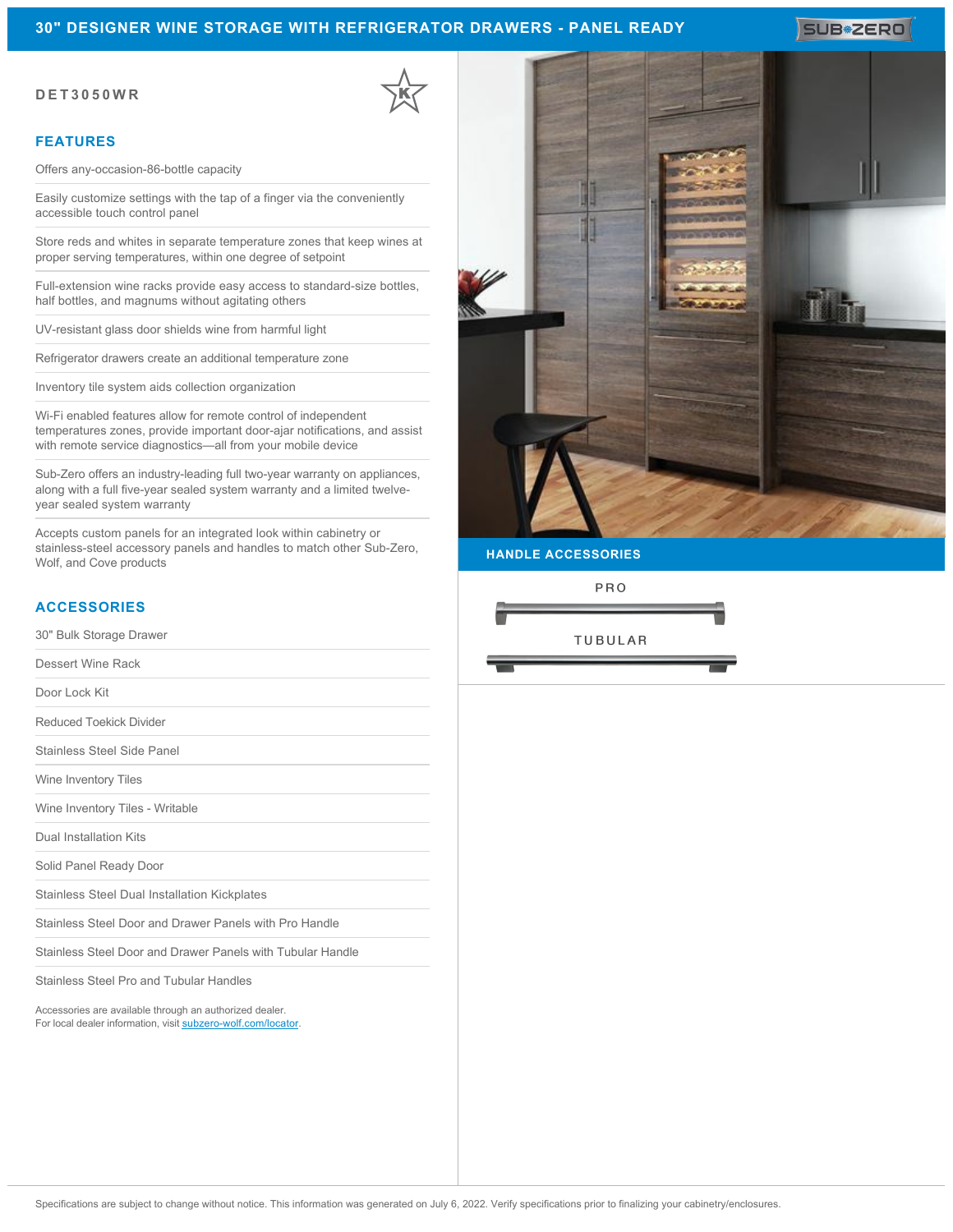# 30" DESIGNER WINE STORAGE WITH REFRIGERATOR DRAWERS - PANEL READY

**DET3050WR**

## FEATURES

- Offers any-occasion-86-bottle capacity
- Easily customize settings with the tap of a finger via the conveniently accessible touch control panel
- Store reds and whites in separate temperature zones that keep wines at proper serving temperatures, within one degree of setpoint
- Full-extension wine racks provide easy access to standard-size bottles, half bottles, and magnums without agitating others
- UV-resistant glass door shields wine from harmful light
- Refrigerator drawers create an additional temperature zone
- Inventory tile system aids collection organization
- Wi-Fi enabled features allow for remote control of independent temperatures zones, provide important door-ajar notifications, and assist with remote service diagnostics—all from your mobile device
- Sub-Zero offers an industry-leading full two-year warranty on appliances, along with a full five-year sealed system warranty and a limited twelve-year sealed system warranty
- Accepts custom panels for an integrated look within cabinetry or stainless-steel accessory panels and handles to match other Sub-Zero, Wolf, and Cove products

## ACCESSORIES

- 30" Bulk Storage Drawer
- Dessert Wine Rack
- Door Lock Kit
- Reduced Toekick Divider
- Stainless Steel Side Panel
- Wine Inventory Tiles
- Wine Inventory Tiles - Writable
- Dual Installation Kits
- Solid Panel Ready Door
- Stainless Steel Dual Installation Kickplates
- Stainless Steel Door and Drawer Panels with Pro Handle
- Stainless Steel Door and Drawer Panels with Tubular Handle
- Stainless Steel Pro and Tubular Handles

Accessories are available through an authorized dealer.
For local dealer information, visit subzero-wolf.com/locator.

## HANDLE ACCESSORIES

PRO

TUBULAR

Specifications are subject to change without notice. This information was generated on July 6, 2022. Verify specifications prior to finalizing your cabinetry/enclosures.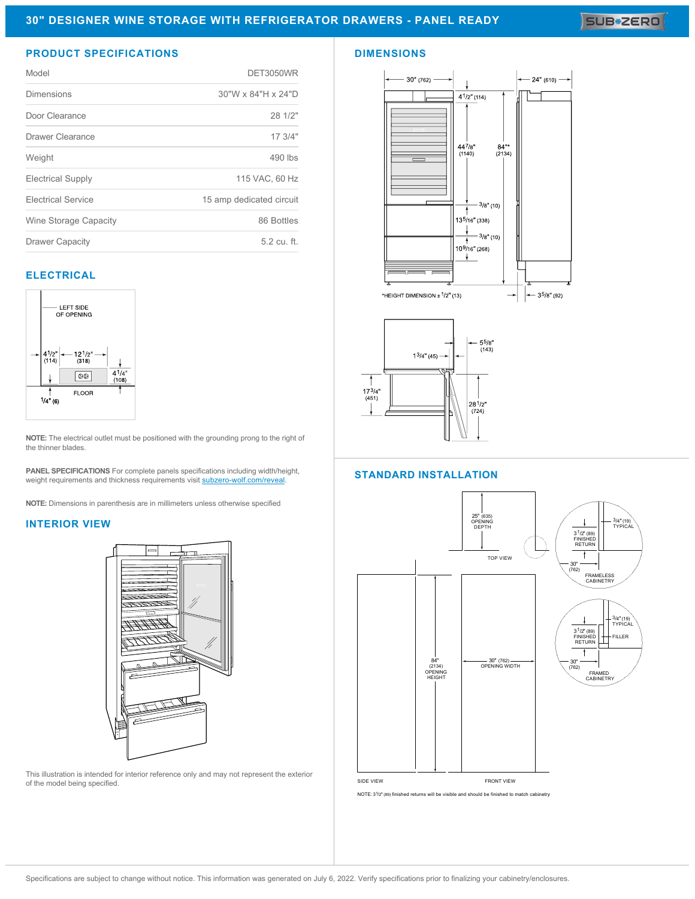# 30" DESIGNER WINE STORAGE WITH REFRIGERATOR DRAWERS - PANEL READY

## PRODUCT SPECIFICATIONS

| | |
|---|---|
| Model | DET3050WR |
| Dimensions | 30"W x 84"H x 24"D |
| Door Clearance | 28 1/2" |
| Drawer Clearance | 17 3/4" |
| Weight | 490 lbs |
| Electrical Supply | 115 VAC, 60 Hz |
| Electrical Service | 15 amp dedicated circuit |
| Wine Storage Capacity | 86 Bottles |
| Drawer Capacity | 5.2 cu. ft. |

## ELECTRICAL

LEFT SIDE OF OPENING

4 1/2" (114)

12 1/2" (318)

4 1/4" (108)

FLOOR

1/4" (6)

**NOTE:** The electrical outlet must be positioned with the grounding prong to the right of the thinner blades.

**PANEL SPECIFICATIONS** For complete panels specifications including width/height, weight requirements and thickness requirements visit subzero-wolf.com/reveal.

**NOTE:** Dimensions in parenthesis are in millimeters unless otherwise specified

## INTERIOR VIEW

This illustration is intended for interior reference only and may not represent the exterior of the model being specified.

## DIMENSIONS

30" (762)

24" (610)

4 1/2" (114)

44 7/8" (1140)

84"* (2134)

3/8" (10)

13 5/16" (338)

3/8" (10)

10 9/16" (268)

*HEIGHT DIMENSION ± 1/2" (13)

3 5/8" (92)

5 5/8" (143)

1 3/4" (45)

17 3/4" (451)

28 1/2" (724)

## STANDARD INSTALLATION

25" (635) OPENING DEPTH

TOP VIEW

3/4" (19) TYPICAL

3 1/2" (89) FINISHED RETURN

30" (762)

FRAMELESS CABINETRY

3/4" (19) TYPICAL

3 1/2" (89) FINISHED RETURN

FILLER

30" (762)

FRAMED CABINETRY

84" (2134) OPENING HEIGHT

30" (762) OPENING WIDTH

SIDE VIEW

FRONT VIEW

NOTE: 3 1/2" (89) finished returns will be visible and should be finished to match cabinetry

Specifications are subject to change without notice. This information was generated on July 6, 2022. Verify specifications prior to finalizing your cabinetry/enclosures.